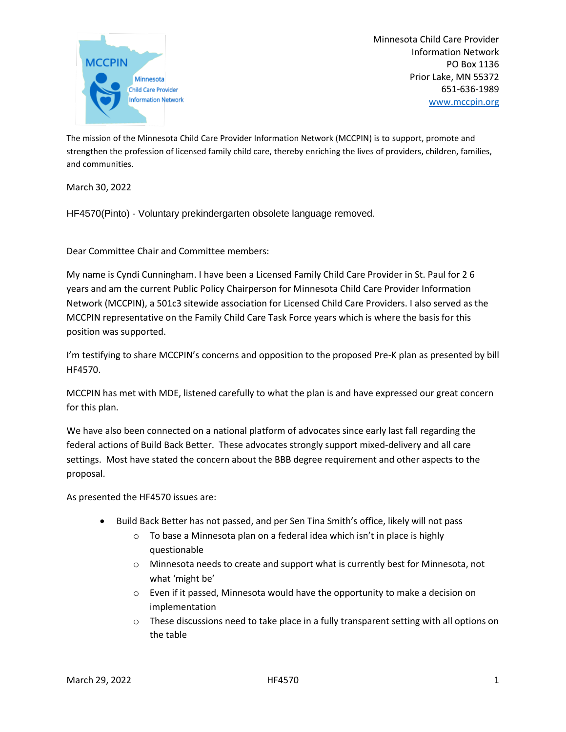Minnesota Child Care Provider Information Network
PO Box 1136
Prior Lake, MN 55372
651-636-1989
www.mccpin.org

The mission of the Minnesota Child Care Provider Information Network (MCCPIN) is to support, promote and strengthen the profession of licensed family child care, thereby enriching the lives of providers, children, families, and communities.

March 30, 2022

HF4570(Pinto) - Voluntary prekindergarten obsolete language removed.

Dear Committee Chair and Committee members:

My name is Cyndi Cunningham. I have been a Licensed Family Child Care Provider in St. Paul for 2 6 years and am the current Public Policy Chairperson for Minnesota Child Care Provider Information Network (MCCPIN), a 501c3 sitewide association for Licensed Child Care Providers. I also served as the MCCPIN representative on the Family Child Care Task Force years which is where the basis for this position was supported.

I'm testifying to share MCCPIN's concerns and opposition to the proposed Pre-K plan as presented by bill HF4570.

MCCPIN has met with MDE, listened carefully to what the plan is and have expressed our great concern for this plan.

We have also been connected on a national platform of advocates since early last fall regarding the federal actions of Build Back Better. These advocates strongly support mixed-delivery and all care settings. Most have stated the concern about the BBB degree requirement and other aspects to the proposal.

As presented the HF4570 issues are:

- Build Back Better has not passed, and per Sen Tina Smith's office, likely will not pass
  - To base a Minnesota plan on a federal idea which isn't in place is highly questionable
  - Minnesota needs to create and support what is currently best for Minnesota, not what 'might be'
  - Even if it passed, Minnesota would have the opportunity to make a decision on implementation
  - These discussions need to take place in a fully transparent setting with all options on the table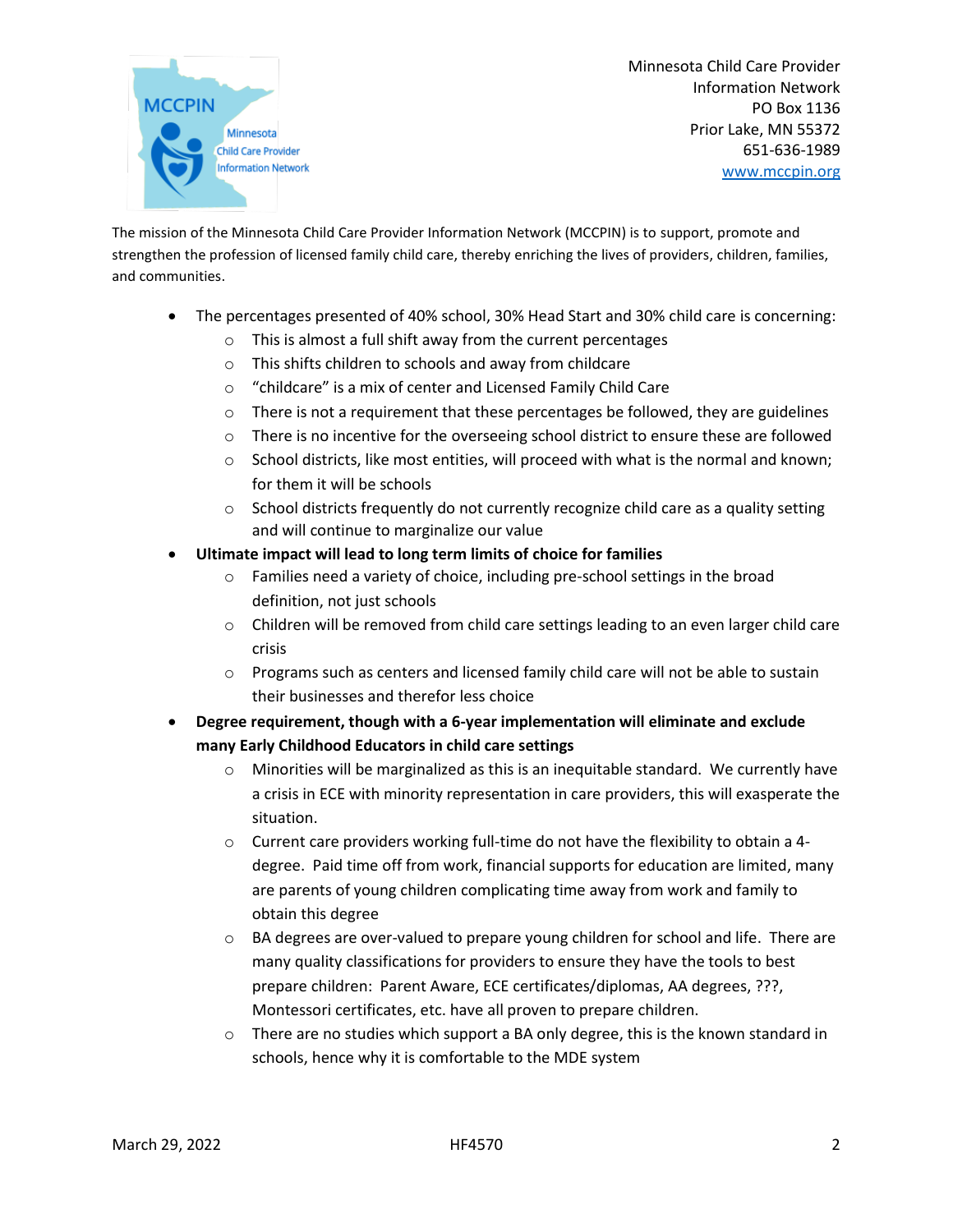Minnesota Child Care Provider
Information Network
PO Box 1136
Prior Lake, MN 55372
651-636-1989
www.mccpin.org

The mission of the Minnesota Child Care Provider Information Network (MCCPIN) is to support, promote and strengthen the profession of licensed family child care, thereby enriching the lives of providers, children, families, and communities.

- The percentages presented of 40% school, 30% Head Start and 30% child care is concerning:
  - This is almost a full shift away from the current percentages
  - This shifts children to schools and away from childcare
  - "childcare" is a mix of center and Licensed Family Child Care
  - There is not a requirement that these percentages be followed, they are guidelines
  - There is no incentive for the overseeing school district to ensure these are followed
  - School districts, like most entities, will proceed with what is the normal and known; for them it will be schools
  - School districts frequently do not currently recognize child care as a quality setting and will continue to marginalize our value
- **Ultimate impact will lead to long term limits of choice for families**
  - Families need a variety of choice, including pre-school settings in the broad definition, not just schools
  - Children will be removed from child care settings leading to an even larger child care crisis
  - Programs such as centers and licensed family child care will not be able to sustain their businesses and therefor less choice
- **Degree requirement, though with a 6-year implementation will eliminate and exclude many Early Childhood Educators in child care settings**
  - Minorities will be marginalized as this is an inequitable standard. We currently have a crisis in ECE with minority representation in care providers, this will exasperate the situation.
  - Current care providers working full-time do not have the flexibility to obtain a 4-degree. Paid time off from work, financial supports for education are limited, many are parents of young children complicating time away from work and family to obtain this degree
  - BA degrees are over-valued to prepare young children for school and life. There are many quality classifications for providers to ensure they have the tools to best prepare children: Parent Aware, ECE certificates/diplomas, AA degrees, ???, Montessori certificates, etc. have all proven to prepare children.
  - There are no studies which support a BA only degree, this is the known standard in schools, hence why it is comfortable to the MDE system

March 29, 2022 HF4570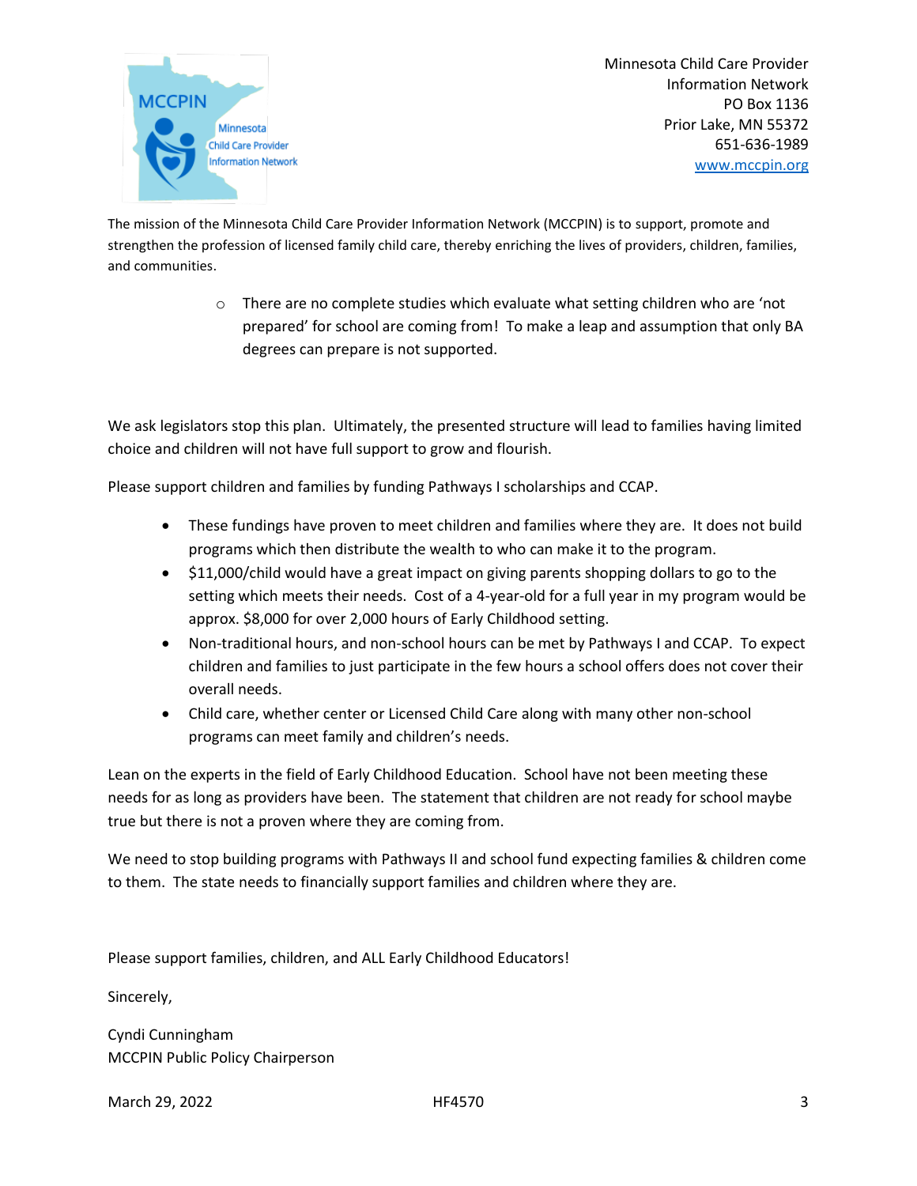Minnesota Child Care Provider
Information Network
PO Box 1136
Prior Lake, MN 55372
651-636-1989
www.mccpin.org

The mission of the Minnesota Child Care Provider Information Network (MCCPIN) is to support, promote and strengthen the profession of licensed family child care, thereby enriching the lives of providers, children, families, and communities.

   - There are no complete studies which evaluate what setting children who are 'not prepared' for school are coming from! To make a leap and assumption that only BA degrees can prepare is not supported.

We ask legislators stop this plan. Ultimately, the presented structure will lead to families having limited choice and children will not have full support to grow and flourish.

Please support children and families by funding Pathways I scholarships and CCAP.

- These fundings have proven to meet children and families where they are. It does not build programs which then distribute the wealth to who can make it to the program.
- $11,000/child would have a great impact on giving parents shopping dollars to go to the setting which meets their needs. Cost of a 4-year-old for a full year in my program would be approx. $8,000 for over 2,000 hours of Early Childhood setting.
- Non-traditional hours, and non-school hours can be met by Pathways I and CCAP. To expect children and families to just participate in the few hours a school offers does not cover their overall needs.
- Child care, whether center or Licensed Child Care along with many other non-school programs can meet family and children's needs.

Lean on the experts in the field of Early Childhood Education. School have not been meeting these needs for as long as providers have been. The statement that children are not ready for school maybe true but there is not a proven where they are coming from.

We need to stop building programs with Pathways II and school fund expecting families & children come to them. The state needs to financially support families and children where they are.

Please support families, children, and ALL Early Childhood Educators!

Sincerely,

Cyndi Cunningham
MCCPIN Public Policy Chairperson

March 29, 2022 HF4570